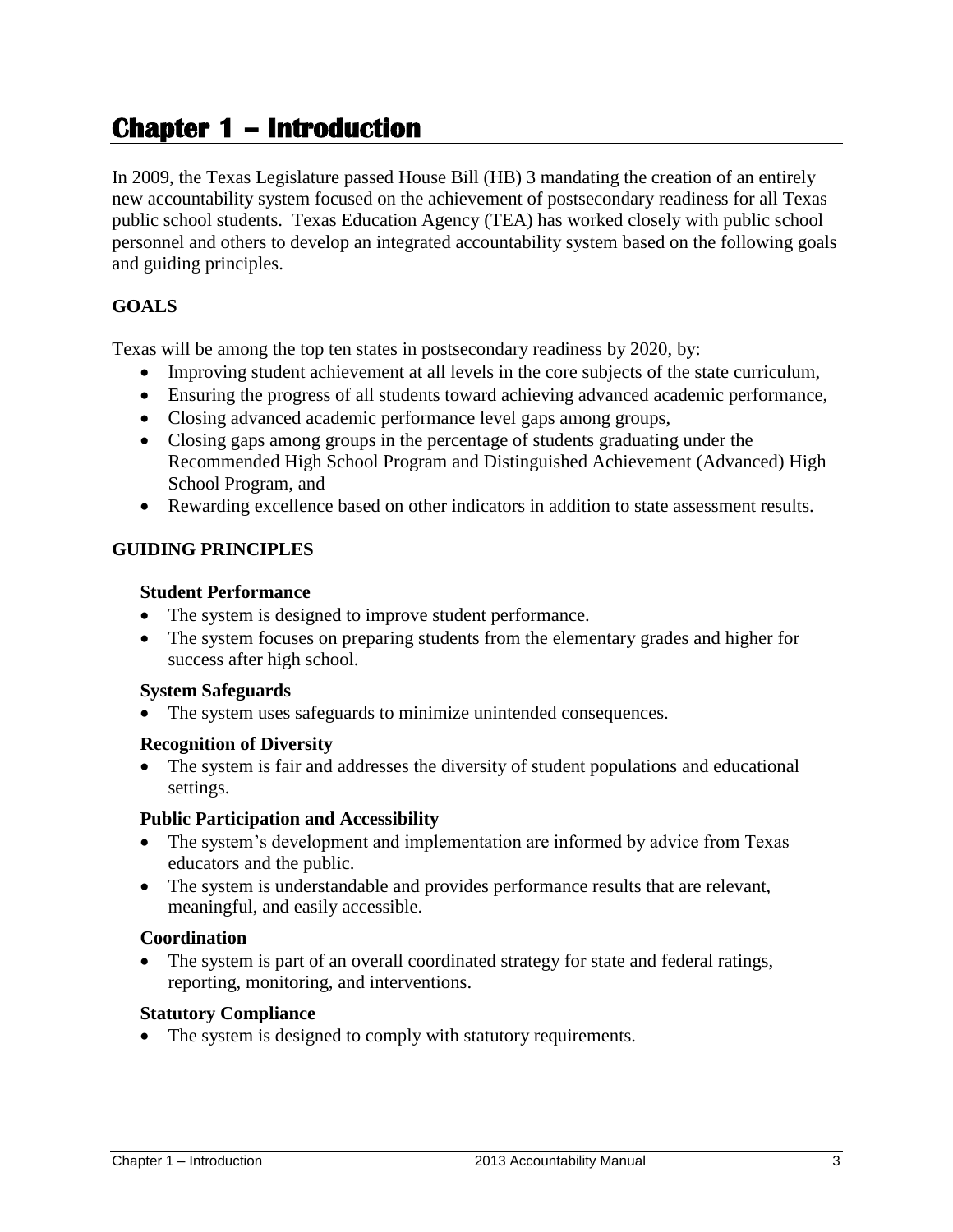# Chapter 1 – Introduction

In 2009, the Texas Legislature passed House Bill (HB) 3 mandating the creation of an entirely new accountability system focused on the achievement of postsecondary readiness for all Texas public school students. Texas Education Agency (TEA) has worked closely with public school personnel and others to develop an integrated accountability system based on the following goals and guiding principles.

## GOALS

Texas will be among the top ten states in postsecondary readiness by 2020, by:

- Improving student achievement at all levels in the core subjects of the state curriculum,
- Ensuring the progress of all students toward achieving advanced academic performance,
- Closing advanced academic performance level gaps among groups,
- Closing gaps among groups in the percentage of students graduating under the Recommended High School Program and Distinguished Achievement (Advanced) High School Program, and
- Rewarding excellence based on other indicators in addition to state assessment results.

## GUIDING PRINCIPLES

### Student Performance

- The system is designed to improve student performance.
- The system focuses on preparing students from the elementary grades and higher for success after high school.

### System Safeguards

- The system uses safeguards to minimize unintended consequences.

### Recognition of Diversity

- The system is fair and addresses the diversity of student populations and educational settings.

### Public Participation and Accessibility

- The system's development and implementation are informed by advice from Texas educators and the public.
- The system is understandable and provides performance results that are relevant, meaningful, and easily accessible.

### Coordination

- The system is part of an overall coordinated strategy for state and federal ratings, reporting, monitoring, and interventions.

### Statutory Compliance

- The system is designed to comply with statutory requirements.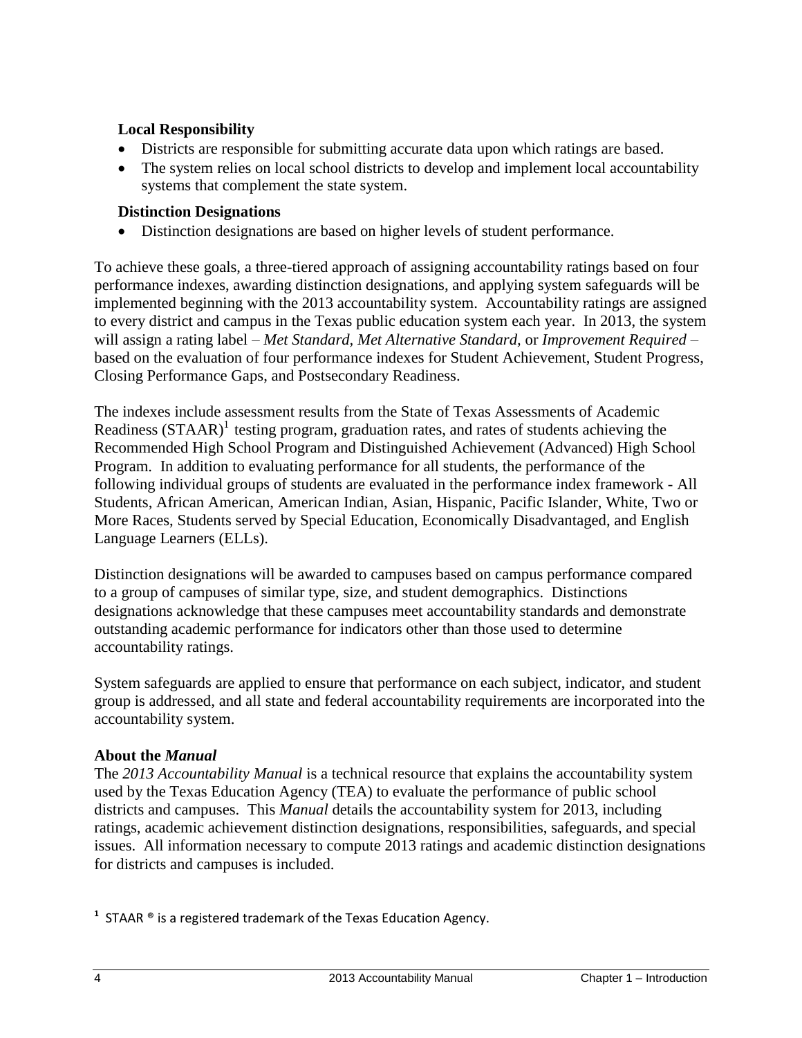### Local Responsibility

- Districts are responsible for submitting accurate data upon which ratings are based.
- The system relies on local school districts to develop and implement local accountability systems that complement the state system.

### Distinction Designations

- Distinction designations are based on higher levels of student performance.

To achieve these goals, a three-tiered approach of assigning accountability ratings based on four performance indexes, awarding distinction designations, and applying system safeguards will be implemented beginning with the 2013 accountability system. Accountability ratings are assigned to every district and campus in the Texas public education system each year. In 2013, the system will assign a rating label – *Met Standard, Met Alternative Standard,* or *Improvement Required* – based on the evaluation of four performance indexes for Student Achievement, Student Progress, Closing Performance Gaps, and Postsecondary Readiness.

The indexes include assessment results from the State of Texas Assessments of Academic Readiness (STAAR)[1] testing program, graduation rates, and rates of students achieving the Recommended High School Program and Distinguished Achievement (Advanced) High School Program. In addition to evaluating performance for all students, the performance of the following individual groups of students are evaluated in the performance index framework - All Students, African American, American Indian, Asian, Hispanic, Pacific Islander, White, Two or More Races, Students served by Special Education, Economically Disadvantaged, and English Language Learners (ELLs).

Distinction designations will be awarded to campuses based on campus performance compared to a group of campuses of similar type, size, and student demographics. Distinctions designations acknowledge that these campuses meet accountability standards and demonstrate outstanding academic performance for indicators other than those used to determine accountability ratings.

System safeguards are applied to ensure that performance on each subject, indicator, and student group is addressed, and all state and federal accountability requirements are incorporated into the accountability system.

## About the *Manual*

The *2013 Accountability Manual* is a technical resource that explains the accountability system used by the Texas Education Agency (TEA) to evaluate the performance of public school districts and campuses. This *Manual* details the accountability system for 2013, including ratings, academic achievement distinction designations, responsibilities, safeguards, and special issues. All information necessary to compute 2013 ratings and academic distinction designations for districts and campuses is included.

[1] STAAR ® is a registered trademark of the Texas Education Agency.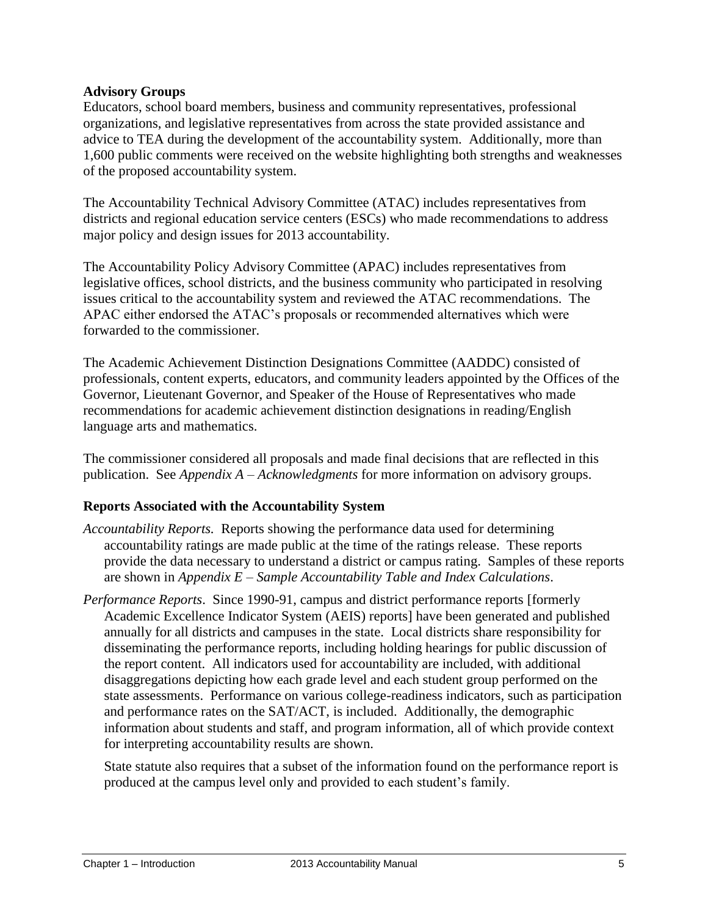**Advisory Groups**

Educators, school board members, business and community representatives, professional organizations, and legislative representatives from across the state provided assistance and advice to TEA during the development of the accountability system. Additionally, more than 1,600 public comments were received on the website highlighting both strengths and weaknesses of the proposed accountability system.

The Accountability Technical Advisory Committee (ATAC) includes representatives from districts and regional education service centers (ESCs) who made recommendations to address major policy and design issues for 2013 accountability.

The Accountability Policy Advisory Committee (APAC) includes representatives from legislative offices, school districts, and the business community who participated in resolving issues critical to the accountability system and reviewed the ATAC recommendations. The APAC either endorsed the ATAC's proposals or recommended alternatives which were forwarded to the commissioner.

The Academic Achievement Distinction Designations Committee (AADDC) consisted of professionals, content experts, educators, and community leaders appointed by the Offices of the Governor, Lieutenant Governor, and Speaker of the House of Representatives who made recommendations for academic achievement distinction designations in reading/English language arts and mathematics.

The commissioner considered all proposals and made final decisions that are reflected in this publication. See *Appendix A – Acknowledgments* for more information on advisory groups.

**Reports Associated with the Accountability System**

*Accountability Reports.* Reports showing the performance data used for determining accountability ratings are made public at the time of the ratings release. These reports provide the data necessary to understand a district or campus rating. Samples of these reports are shown in *Appendix E – Sample Accountability Table and Index Calculations*.

*Performance Reports*. Since 1990-91, campus and district performance reports [formerly Academic Excellence Indicator System (AEIS) reports] have been generated and published annually for all districts and campuses in the state. Local districts share responsibility for disseminating the performance reports, including holding hearings for public discussion of the report content. All indicators used for accountability are included, with additional disaggregations depicting how each grade level and each student group performed on the state assessments. Performance on various college-readiness indicators, such as participation and performance rates on the SAT/ACT, is included. Additionally, the demographic information about students and staff, and program information, all of which provide context for interpreting accountability results are shown.

State statute also requires that a subset of the information found on the performance report is produced at the campus level only and provided to each student's family.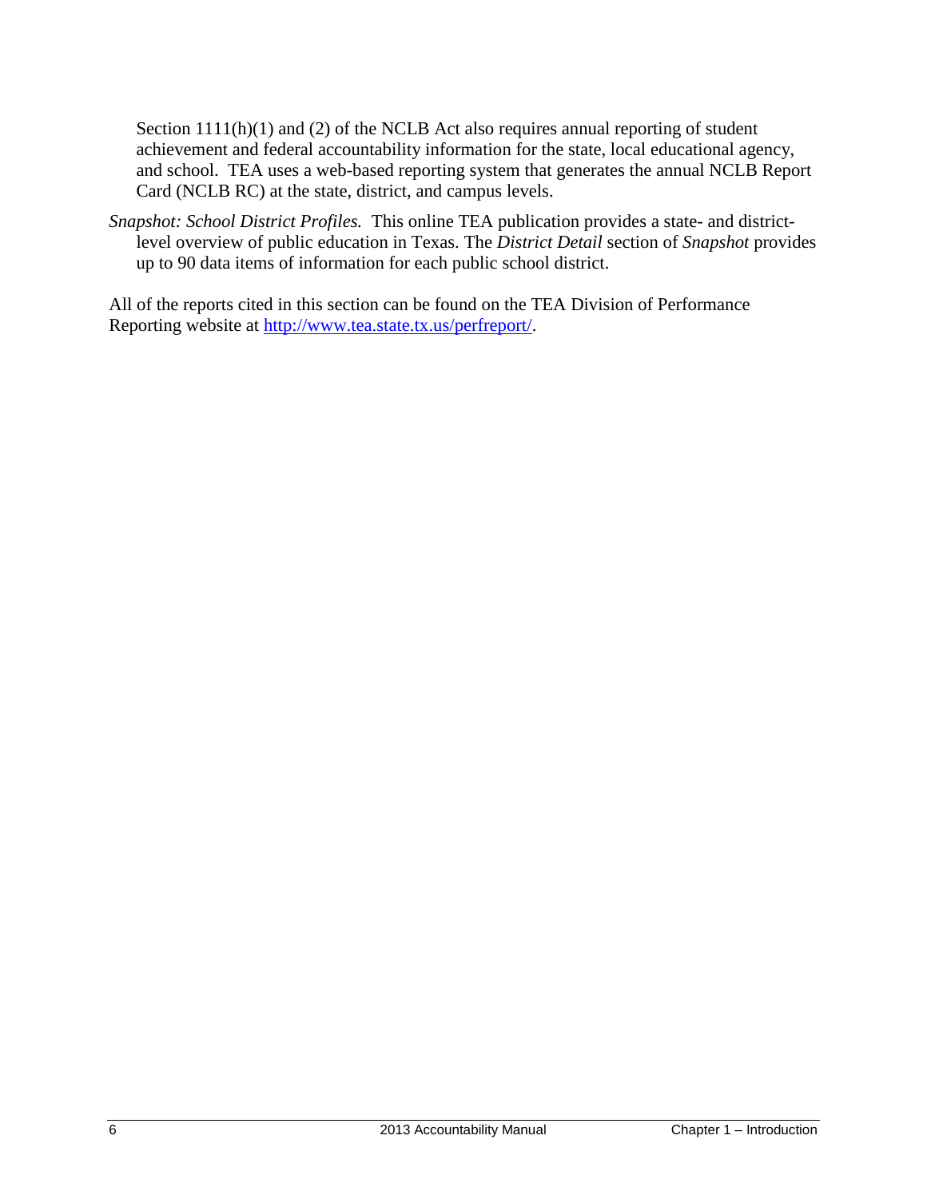Section 1111(h)(1) and (2) of the NCLB Act also requires annual reporting of student achievement and federal accountability information for the state, local educational agency, and school. TEA uses a web-based reporting system that generates the annual NCLB Report Card (NCLB RC) at the state, district, and campus levels.

*Snapshot: School District Profiles.* This online TEA publication provides a state- and district-level overview of public education in Texas. The *District Detail* section of *Snapshot* provides up to 90 data items of information for each public school district.

All of the reports cited in this section can be found on the TEA Division of Performance Reporting website at http://www.tea.state.tx.us/perfreport/.